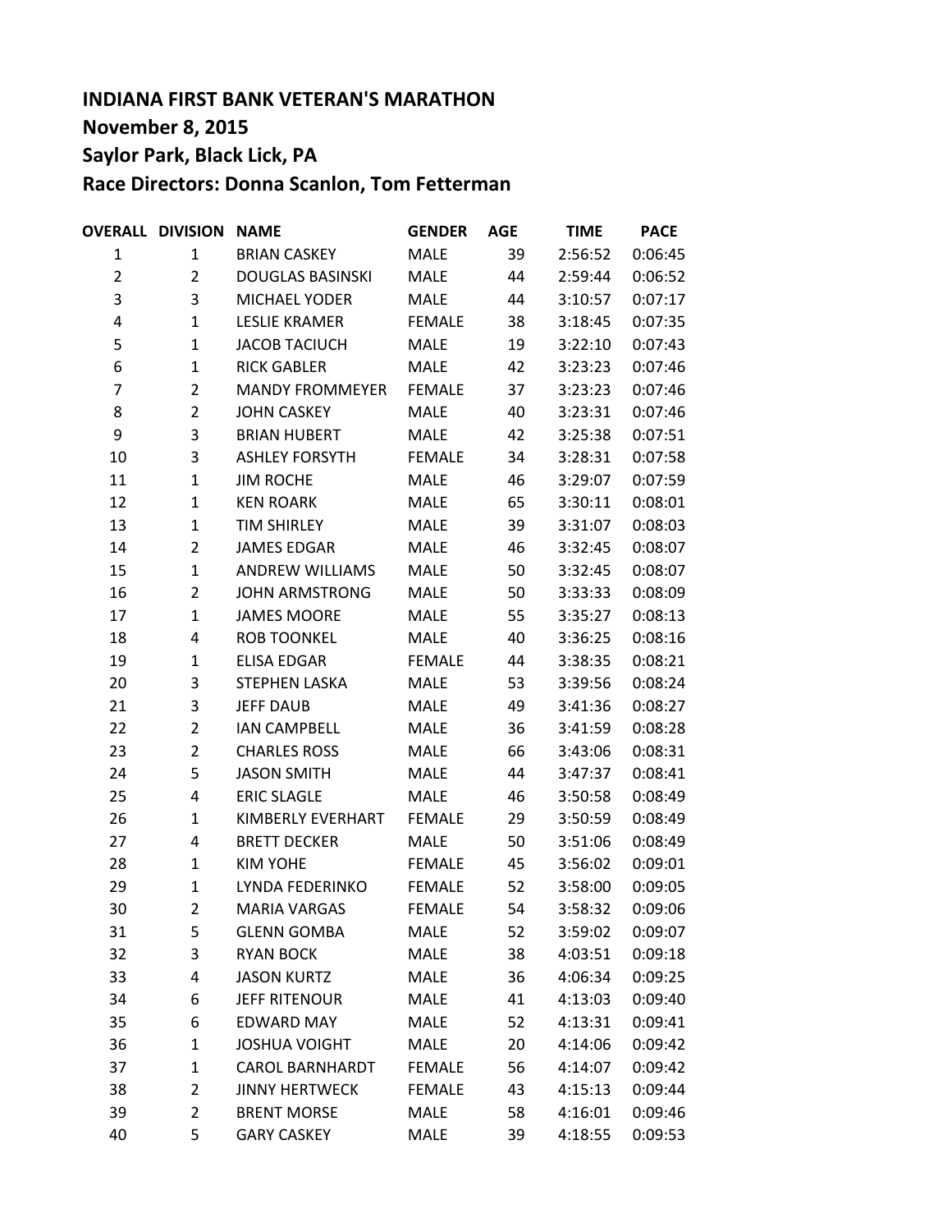**INDIANA FIRST BANK VETERAN'S MARATHON**

**November 8, 2015**

**Saylor Park, Black Lick, PA**

**Race Directors: Donna Scanlon, Tom Fetterman**

| OVERALL | DIVISION | NAME | GENDER | AGE | TIME | PACE |
|---|---|---|---|---|---|---|
| 1 | 1 | BRIAN CASKEY | MALE | 39 | 2:56:52 | 0:06:45 |
| 2 | 2 | DOUGLAS BASINSKI | MALE | 44 | 2:59:44 | 0:06:52 |
| 3 | 3 | MICHAEL YODER | MALE | 44 | 3:10:57 | 0:07:17 |
| 4 | 1 | LESLIE KRAMER | FEMALE | 38 | 3:18:45 | 0:07:35 |
| 5 | 1 | JACOB TACIUCH | MALE | 19 | 3:22:10 | 0:07:43 |
| 6 | 1 | RICK GABLER | MALE | 42 | 3:23:23 | 0:07:46 |
| 7 | 2 | MANDY FROMMEYER | FEMALE | 37 | 3:23:23 | 0:07:46 |
| 8 | 2 | JOHN CASKEY | MALE | 40 | 3:23:31 | 0:07:46 |
| 9 | 3 | BRIAN HUBERT | MALE | 42 | 3:25:38 | 0:07:51 |
| 10 | 3 | ASHLEY FORSYTH | FEMALE | 34 | 3:28:31 | 0:07:58 |
| 11 | 1 | JIM ROCHE | MALE | 46 | 3:29:07 | 0:07:59 |
| 12 | 1 | KEN ROARK | MALE | 65 | 3:30:11 | 0:08:01 |
| 13 | 1 | TIM SHIRLEY | MALE | 39 | 3:31:07 | 0:08:03 |
| 14 | 2 | JAMES EDGAR | MALE | 46 | 3:32:45 | 0:08:07 |
| 15 | 1 | ANDREW WILLIAMS | MALE | 50 | 3:32:45 | 0:08:07 |
| 16 | 2 | JOHN ARMSTRONG | MALE | 50 | 3:33:33 | 0:08:09 |
| 17 | 1 | JAMES MOORE | MALE | 55 | 3:35:27 | 0:08:13 |
| 18 | 4 | ROB TOONKEL | MALE | 40 | 3:36:25 | 0:08:16 |
| 19 | 1 | ELISA EDGAR | FEMALE | 44 | 3:38:35 | 0:08:21 |
| 20 | 3 | STEPHEN LASKA | MALE | 53 | 3:39:56 | 0:08:24 |
| 21 | 3 | JEFF DAUB | MALE | 49 | 3:41:36 | 0:08:27 |
| 22 | 2 | IAN CAMPBELL | MALE | 36 | 3:41:59 | 0:08:28 |
| 23 | 2 | CHARLES ROSS | MALE | 66 | 3:43:06 | 0:08:31 |
| 24 | 5 | JASON SMITH | MALE | 44 | 3:47:37 | 0:08:41 |
| 25 | 4 | ERIC SLAGLE | MALE | 46 | 3:50:58 | 0:08:49 |
| 26 | 1 | KIMBERLY EVERHART | FEMALE | 29 | 3:50:59 | 0:08:49 |
| 27 | 4 | BRETT DECKER | MALE | 50 | 3:51:06 | 0:08:49 |
| 28 | 1 | KIM YOHE | FEMALE | 45 | 3:56:02 | 0:09:01 |
| 29 | 1 | LYNDA FEDERINKO | FEMALE | 52 | 3:58:00 | 0:09:05 |
| 30 | 2 | MARIA VARGAS | FEMALE | 54 | 3:58:32 | 0:09:06 |
| 31 | 5 | GLENN GOMBA | MALE | 52 | 3:59:02 | 0:09:07 |
| 32 | 3 | RYAN BOCK | MALE | 38 | 4:03:51 | 0:09:18 |
| 33 | 4 | JASON KURTZ | MALE | 36 | 4:06:34 | 0:09:25 |
| 34 | 6 | JEFF RITENOUR | MALE | 41 | 4:13:03 | 0:09:40 |
| 35 | 6 | EDWARD MAY | MALE | 52 | 4:13:31 | 0:09:41 |
| 36 | 1 | JOSHUA VOIGHT | MALE | 20 | 4:14:06 | 0:09:42 |
| 37 | 1 | CAROL BARNHARDT | FEMALE | 56 | 4:14:07 | 0:09:42 |
| 38 | 2 | JINNY HERTWECK | FEMALE | 43 | 4:15:13 | 0:09:44 |
| 39 | 2 | BRENT MORSE | MALE | 58 | 4:16:01 | 0:09:46 |
| 40 | 5 | GARY CASKEY | MALE | 39 | 4:18:55 | 0:09:53 |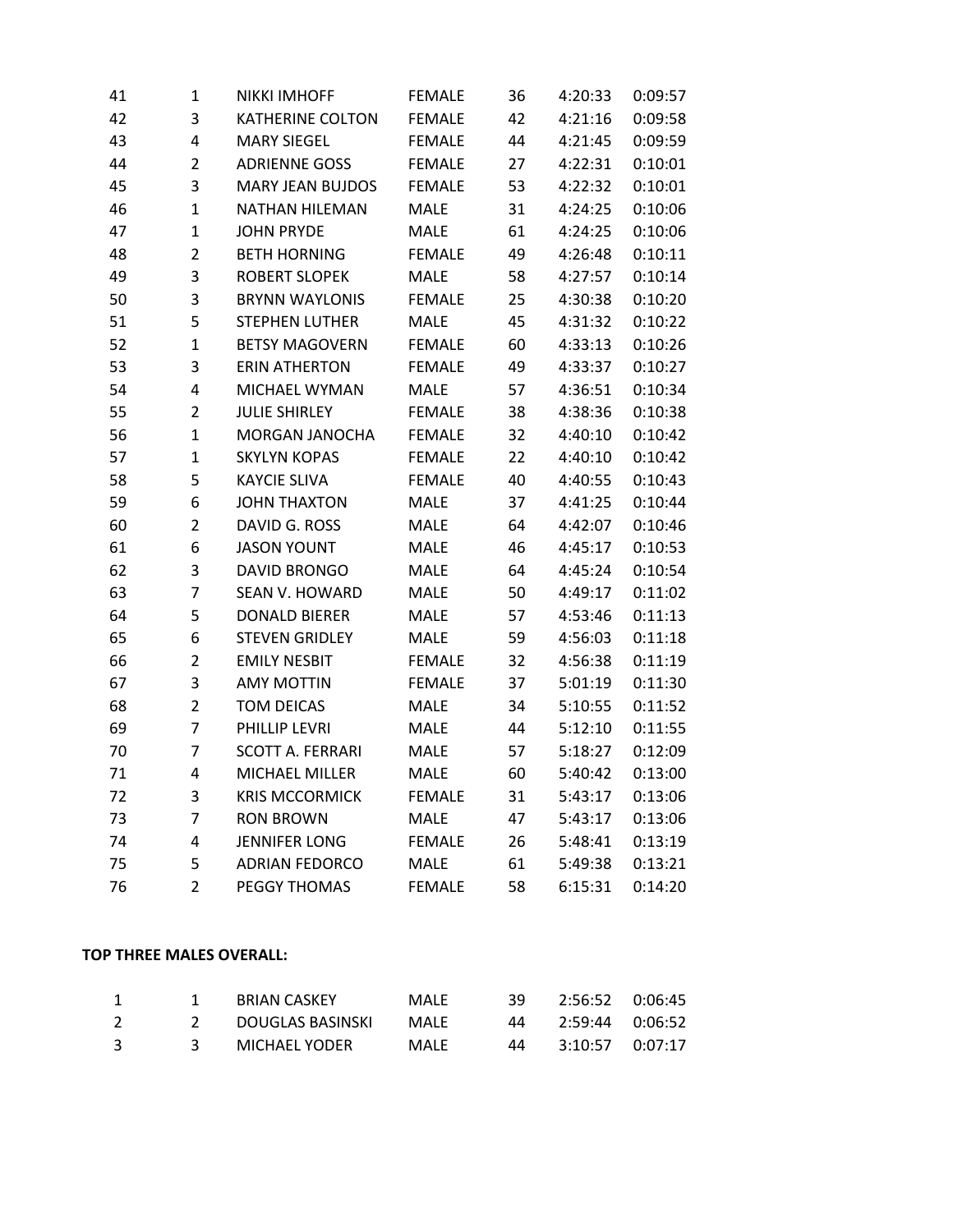| | | | | | | |
|---|---|---|---|---|---|---|
| 41 | 1 | NIKKI IMHOFF | FEMALE | 36 | 4:20:33 | 0:09:57 |
| 42 | 3 | KATHERINE COLTON | FEMALE | 42 | 4:21:16 | 0:09:58 |
| 43 | 4 | MARY SIEGEL | FEMALE | 44 | 4:21:45 | 0:09:59 |
| 44 | 2 | ADRIENNE GOSS | FEMALE | 27 | 4:22:31 | 0:10:01 |
| 45 | 3 | MARY JEAN BUJDOS | FEMALE | 53 | 4:22:32 | 0:10:01 |
| 46 | 1 | NATHAN HILEMAN | MALE | 31 | 4:24:25 | 0:10:06 |
| 47 | 1 | JOHN PRYDE | MALE | 61 | 4:24:25 | 0:10:06 |
| 48 | 2 | BETH HORNING | FEMALE | 49 | 4:26:48 | 0:10:11 |
| 49 | 3 | ROBERT SLOPEK | MALE | 58 | 4:27:57 | 0:10:14 |
| 50 | 3 | BRYNN WAYLONIS | FEMALE | 25 | 4:30:38 | 0:10:20 |
| 51 | 5 | STEPHEN LUTHER | MALE | 45 | 4:31:32 | 0:10:22 |
| 52 | 1 | BETSY MAGOVERN | FEMALE | 60 | 4:33:13 | 0:10:26 |
| 53 | 3 | ERIN ATHERTON | FEMALE | 49 | 4:33:37 | 0:10:27 |
| 54 | 4 | MICHAEL WYMAN | MALE | 57 | 4:36:51 | 0:10:34 |
| 55 | 2 | JULIE SHIRLEY | FEMALE | 38 | 4:38:36 | 0:10:38 |
| 56 | 1 | MORGAN JANOCHA | FEMALE | 32 | 4:40:10 | 0:10:42 |
| 57 | 1 | SKYLYN KOPAS | FEMALE | 22 | 4:40:10 | 0:10:42 |
| 58 | 5 | KAYCIE SLIVA | FEMALE | 40 | 4:40:55 | 0:10:43 |
| 59 | 6 | JOHN THAXTON | MALE | 37 | 4:41:25 | 0:10:44 |
| 60 | 2 | DAVID G. ROSS | MALE | 64 | 4:42:07 | 0:10:46 |
| 61 | 6 | JASON YOUNT | MALE | 46 | 4:45:17 | 0:10:53 |
| 62 | 3 | DAVID BRONGO | MALE | 64 | 4:45:24 | 0:10:54 |
| 63 | 7 | SEAN V. HOWARD | MALE | 50 | 4:49:17 | 0:11:02 |
| 64 | 5 | DONALD BIERER | MALE | 57 | 4:53:46 | 0:11:13 |
| 65 | 6 | STEVEN GRIDLEY | MALE | 59 | 4:56:03 | 0:11:18 |
| 66 | 2 | EMILY NESBIT | FEMALE | 32 | 4:56:38 | 0:11:19 |
| 67 | 3 | AMY MOTTIN | FEMALE | 37 | 5:01:19 | 0:11:30 |
| 68 | 2 | TOM DEICAS | MALE | 34 | 5:10:55 | 0:11:52 |
| 69 | 7 | PHILLIP LEVRI | MALE | 44 | 5:12:10 | 0:11:55 |
| 70 | 7 | SCOTT A. FERRARI | MALE | 57 | 5:18:27 | 0:12:09 |
| 71 | 4 | MICHAEL MILLER | MALE | 60 | 5:40:42 | 0:13:00 |
| 72 | 3 | KRIS MCCORMICK | FEMALE | 31 | 5:43:17 | 0:13:06 |
| 73 | 7 | RON BROWN | MALE | 47 | 5:43:17 | 0:13:06 |
| 74 | 4 | JENNIFER LONG | FEMALE | 26 | 5:48:41 | 0:13:19 |
| 75 | 5 | ADRIAN FEDORCO | MALE | 61 | 5:49:38 | 0:13:21 |
| 76 | 2 | PEGGY THOMAS | FEMALE | 58 | 6:15:31 | 0:14:20 |

**TOP THREE MALES OVERALL:**

| | | | | | | |
|---|---|---|---|---|---|---|
| 1 | 1 | BRIAN CASKEY | MALE | 39 | 2:56:52 | 0:06:45 |
| 2 | 2 | DOUGLAS BASINSKI | MALE | 44 | 2:59:44 | 0:06:52 |
| 3 | 3 | MICHAEL YODER | MALE | 44 | 3:10:57 | 0:07:17 |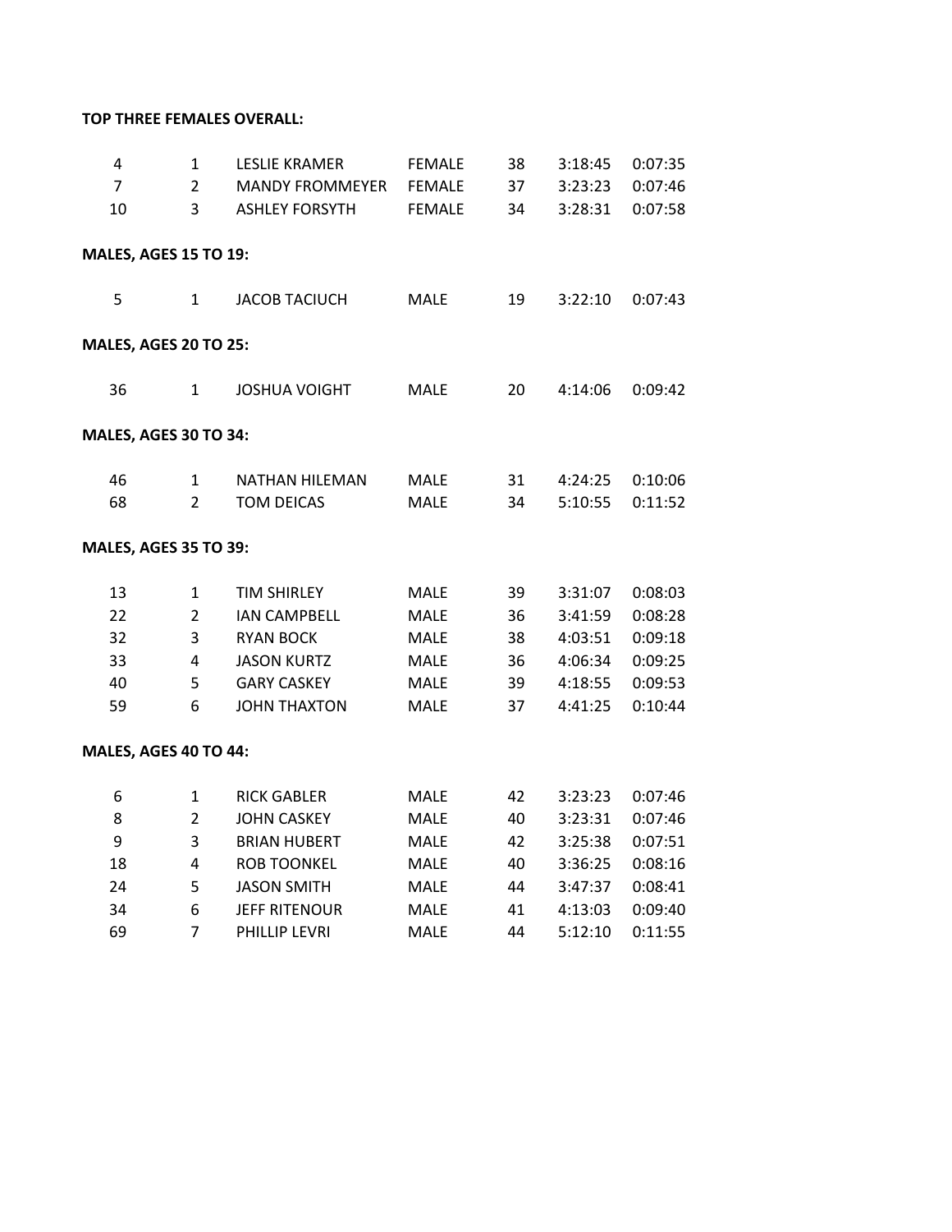**TOP THREE FEMALES OVERALL:**

| | | | | | | |
|---|---|---|---|---|---|---|
| 4 | 1 | LESLIE KRAMER | FEMALE | 38 | 3:18:45 | 0:07:35 |
| 7 | 2 | MANDY FROMMEYER | FEMALE | 37 | 3:23:23 | 0:07:46 |
| 10 | 3 | ASHLEY FORSYTH | FEMALE | 34 | 3:28:31 | 0:07:58 |

**MALES, AGES 15 TO 19:**

| | | | | | | |
|---|---|---|---|---|---|---|
| 5 | 1 | JACOB TACIUCH | MALE | 19 | 3:22:10 | 0:07:43 |

**MALES, AGES 20 TO 25:**

| | | | | | | |
|---|---|---|---|---|---|---|
| 36 | 1 | JOSHUA VOIGHT | MALE | 20 | 4:14:06 | 0:09:42 |

**MALES, AGES 30 TO 34:**

| | | | | | | |
|---|---|---|---|---|---|---|
| 46 | 1 | NATHAN HILEMAN | MALE | 31 | 4:24:25 | 0:10:06 |
| 68 | 2 | TOM DEICAS | MALE | 34 | 5:10:55 | 0:11:52 |

**MALES, AGES 35 TO 39:**

| | | | | | | |
|---|---|---|---|---|---|---|
| 13 | 1 | TIM SHIRLEY | MALE | 39 | 3:31:07 | 0:08:03 |
| 22 | 2 | IAN CAMPBELL | MALE | 36 | 3:41:59 | 0:08:28 |
| 32 | 3 | RYAN BOCK | MALE | 38 | 4:03:51 | 0:09:18 |
| 33 | 4 | JASON KURTZ | MALE | 36 | 4:06:34 | 0:09:25 |
| 40 | 5 | GARY CASKEY | MALE | 39 | 4:18:55 | 0:09:53 |
| 59 | 6 | JOHN THAXTON | MALE | 37 | 4:41:25 | 0:10:44 |

**MALES, AGES 40 TO 44:**

| | | | | | | |
|---|---|---|---|---|---|---|
| 6 | 1 | RICK GABLER | MALE | 42 | 3:23:23 | 0:07:46 |
| 8 | 2 | JOHN CASKEY | MALE | 40 | 3:23:31 | 0:07:46 |
| 9 | 3 | BRIAN HUBERT | MALE | 42 | 3:25:38 | 0:07:51 |
| 18 | 4 | ROB TOONKEL | MALE | 40 | 3:36:25 | 0:08:16 |
| 24 | 5 | JASON SMITH | MALE | 44 | 3:47:37 | 0:08:41 |
| 34 | 6 | JEFF RITENOUR | MALE | 41 | 4:13:03 | 0:09:40 |
| 69 | 7 | PHILLIP LEVRI | MALE | 44 | 5:12:10 | 0:11:55 |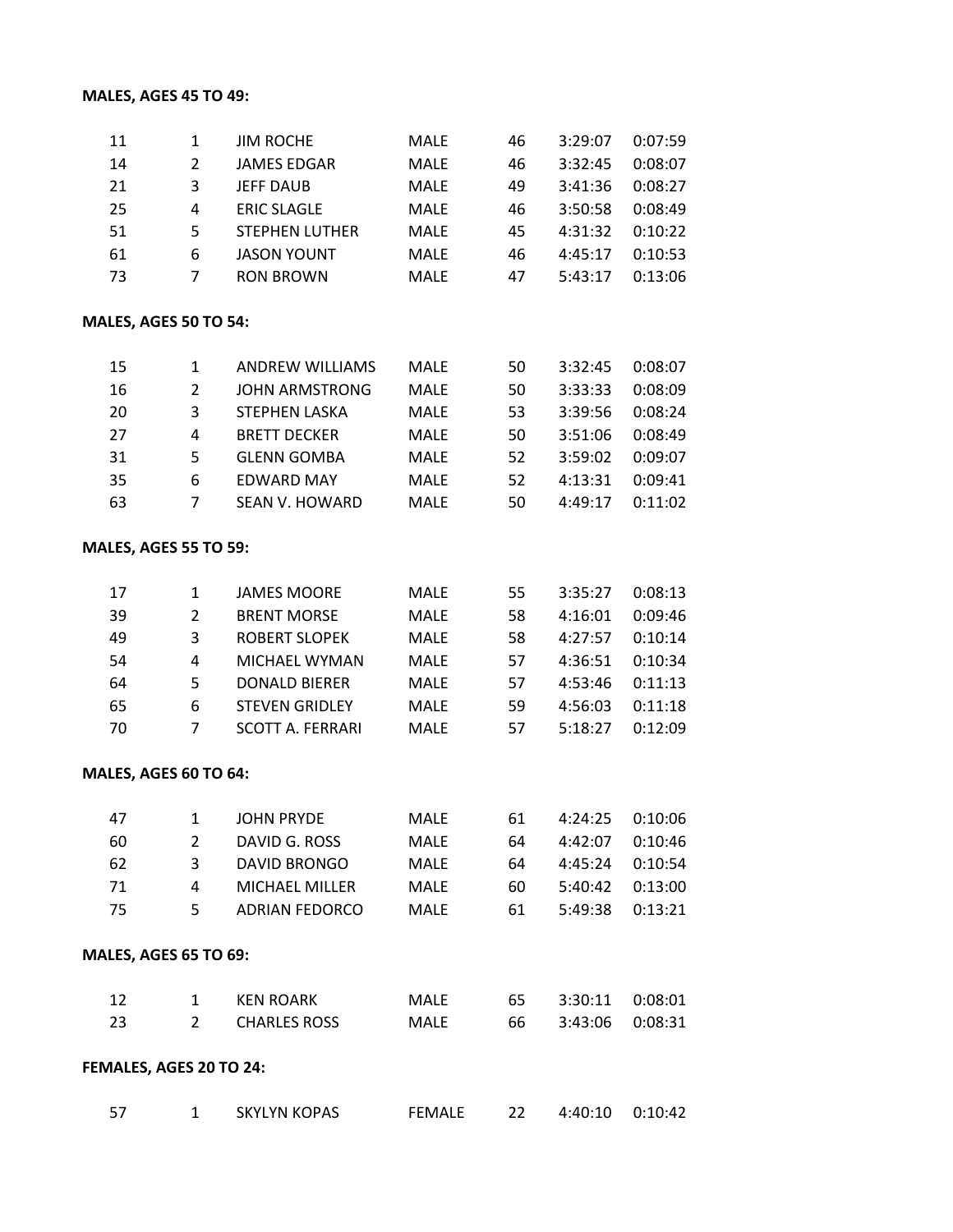**MALES, AGES 45 TO 49:**

| | | | | | | |
|---|---|---|---|---|---|---|
| 11 | 1 | JIM ROCHE | MALE | 46 | 3:29:07 | 0:07:59 |
| 14 | 2 | JAMES EDGAR | MALE | 46 | 3:32:45 | 0:08:07 |
| 21 | 3 | JEFF DAUB | MALE | 49 | 3:41:36 | 0:08:27 |
| 25 | 4 | ERIC SLAGLE | MALE | 46 | 3:50:58 | 0:08:49 |
| 51 | 5 | STEPHEN LUTHER | MALE | 45 | 4:31:32 | 0:10:22 |
| 61 | 6 | JASON YOUNT | MALE | 46 | 4:45:17 | 0:10:53 |
| 73 | 7 | RON BROWN | MALE | 47 | 5:43:17 | 0:13:06 |

**MALES, AGES 50 TO 54:**

| | | | | | | |
|---|---|---|---|---|---|---|
| 15 | 1 | ANDREW WILLIAMS | MALE | 50 | 3:32:45 | 0:08:07 |
| 16 | 2 | JOHN ARMSTRONG | MALE | 50 | 3:33:33 | 0:08:09 |
| 20 | 3 | STEPHEN LASKA | MALE | 53 | 3:39:56 | 0:08:24 |
| 27 | 4 | BRETT DECKER | MALE | 50 | 3:51:06 | 0:08:49 |
| 31 | 5 | GLENN GOMBA | MALE | 52 | 3:59:02 | 0:09:07 |
| 35 | 6 | EDWARD MAY | MALE | 52 | 4:13:31 | 0:09:41 |
| 63 | 7 | SEAN V. HOWARD | MALE | 50 | 4:49:17 | 0:11:02 |

**MALES, AGES 55 TO 59:**

| | | | | | | |
|---|---|---|---|---|---|---|
| 17 | 1 | JAMES MOORE | MALE | 55 | 3:35:27 | 0:08:13 |
| 39 | 2 | BRENT MORSE | MALE | 58 | 4:16:01 | 0:09:46 |
| 49 | 3 | ROBERT SLOPEK | MALE | 58 | 4:27:57 | 0:10:14 |
| 54 | 4 | MICHAEL WYMAN | MALE | 57 | 4:36:51 | 0:10:34 |
| 64 | 5 | DONALD BIERER | MALE | 57 | 4:53:46 | 0:11:13 |
| 65 | 6 | STEVEN GRIDLEY | MALE | 59 | 4:56:03 | 0:11:18 |
| 70 | 7 | SCOTT A. FERRARI | MALE | 57 | 5:18:27 | 0:12:09 |

**MALES, AGES 60 TO 64:**

| | | | | | | |
|---|---|---|---|---|---|---|
| 47 | 1 | JOHN PRYDE | MALE | 61 | 4:24:25 | 0:10:06 |
| 60 | 2 | DAVID G. ROSS | MALE | 64 | 4:42:07 | 0:10:46 |
| 62 | 3 | DAVID BRONGO | MALE | 64 | 4:45:24 | 0:10:54 |
| 71 | 4 | MICHAEL MILLER | MALE | 60 | 5:40:42 | 0:13:00 |
| 75 | 5 | ADRIAN FEDORCO | MALE | 61 | 5:49:38 | 0:13:21 |

**MALES, AGES 65 TO 69:**

| | | | | | | |
|---|---|---|---|---|---|---|
| 12 | 1 | KEN ROARK | MALE | 65 | 3:30:11 | 0:08:01 |
| 23 | 2 | CHARLES ROSS | MALE | 66 | 3:43:06 | 0:08:31 |

**FEMALES, AGES 20 TO 24:**

| | | | | | | |
|---|---|---|---|---|---|---|
| 57 | 1 | SKYLYN KOPAS | FEMALE | 22 | 4:40:10 | 0:10:42 |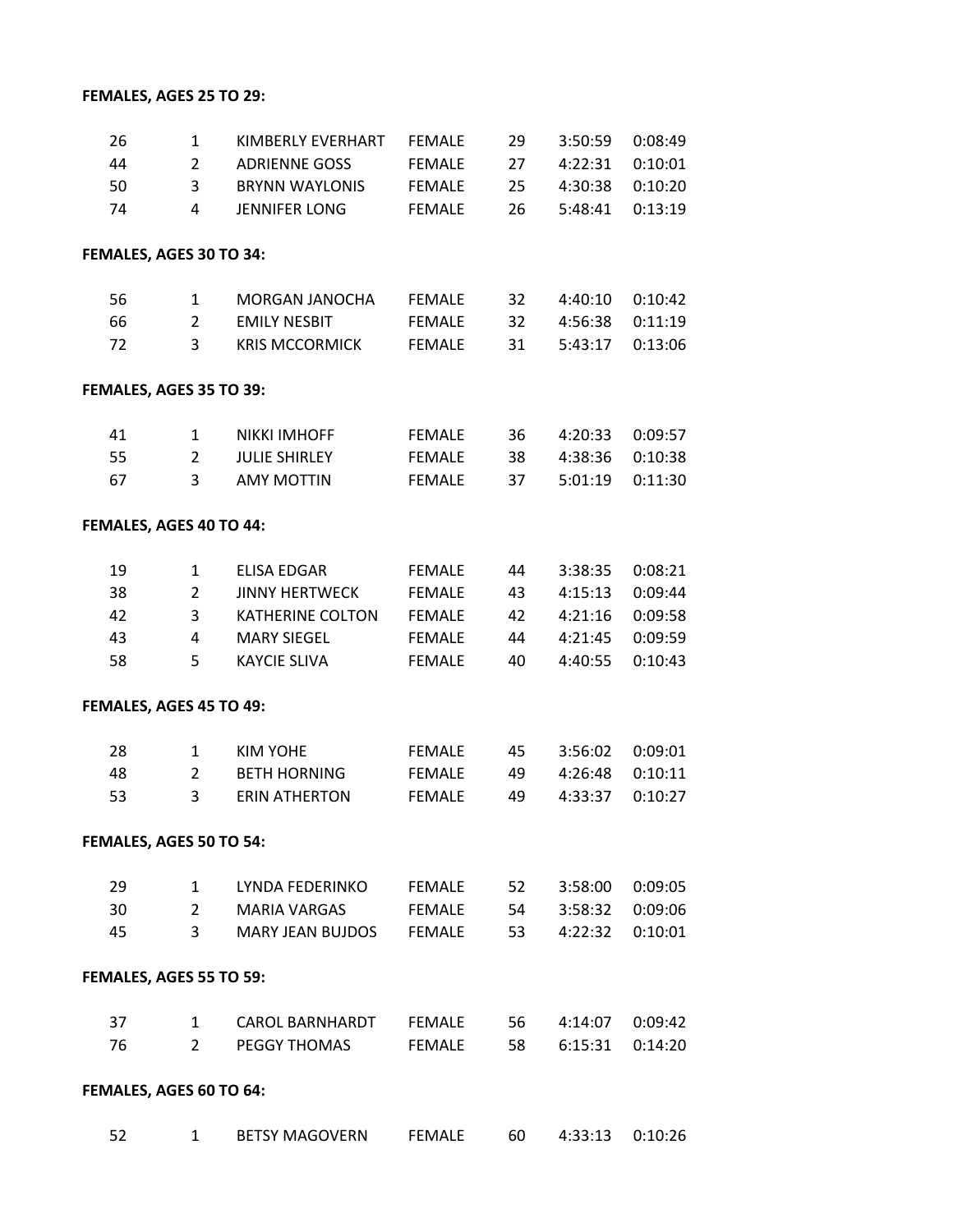**FEMALES, AGES 25 TO 29:**

| | | | | | | |
|---|---|---|---|---|---|---|
| 26 | 1 | KIMBERLY EVERHART | FEMALE | 29 | 3:50:59 | 0:08:49 |
| 44 | 2 | ADRIENNE GOSS | FEMALE | 27 | 4:22:31 | 0:10:01 |
| 50 | 3 | BRYNN WAYLONIS | FEMALE | 25 | 4:30:38 | 0:10:20 |
| 74 | 4 | JENNIFER LONG | FEMALE | 26 | 5:48:41 | 0:13:19 |

**FEMALES, AGES 30 TO 34:**

| | | | | | | |
|---|---|---|---|---|---|---|
| 56 | 1 | MORGAN JANOCHA | FEMALE | 32 | 4:40:10 | 0:10:42 |
| 66 | 2 | EMILY NESBIT | FEMALE | 32 | 4:56:38 | 0:11:19 |
| 72 | 3 | KRIS MCCORMICK | FEMALE | 31 | 5:43:17 | 0:13:06 |

**FEMALES, AGES 35 TO 39:**

| | | | | | | |
|---|---|---|---|---|---|---|
| 41 | 1 | NIKKI IMHOFF | FEMALE | 36 | 4:20:33 | 0:09:57 |
| 55 | 2 | JULIE SHIRLEY | FEMALE | 38 | 4:38:36 | 0:10:38 |
| 67 | 3 | AMY MOTTIN | FEMALE | 37 | 5:01:19 | 0:11:30 |

**FEMALES, AGES 40 TO 44:**

| | | | | | | |
|---|---|---|---|---|---|---|
| 19 | 1 | ELISA EDGAR | FEMALE | 44 | 3:38:35 | 0:08:21 |
| 38 | 2 | JINNY HERTWECK | FEMALE | 43 | 4:15:13 | 0:09:44 |
| 42 | 3 | KATHERINE COLTON | FEMALE | 42 | 4:21:16 | 0:09:58 |
| 43 | 4 | MARY SIEGEL | FEMALE | 44 | 4:21:45 | 0:09:59 |
| 58 | 5 | KAYCIE SLIVA | FEMALE | 40 | 4:40:55 | 0:10:43 |

**FEMALES, AGES 45 TO 49:**

| | | | | | | |
|---|---|---|---|---|---|---|
| 28 | 1 | KIM YOHE | FEMALE | 45 | 3:56:02 | 0:09:01 |
| 48 | 2 | BETH HORNING | FEMALE | 49 | 4:26:48 | 0:10:11 |
| 53 | 3 | ERIN ATHERTON | FEMALE | 49 | 4:33:37 | 0:10:27 |

**FEMALES, AGES 50 TO 54:**

| | | | | | | |
|---|---|---|---|---|---|---|
| 29 | 1 | LYNDA FEDERINKO | FEMALE | 52 | 3:58:00 | 0:09:05 |
| 30 | 2 | MARIA VARGAS | FEMALE | 54 | 3:58:32 | 0:09:06 |
| 45 | 3 | MARY JEAN BUJDOS | FEMALE | 53 | 4:22:32 | 0:10:01 |

**FEMALES, AGES 55 TO 59:**

| | | | | | | |
|---|---|---|---|---|---|---|
| 37 | 1 | CAROL BARNHARDT | FEMALE | 56 | 4:14:07 | 0:09:42 |
| 76 | 2 | PEGGY THOMAS | FEMALE | 58 | 6:15:31 | 0:14:20 |

**FEMALES, AGES 60 TO 64:**

| | | | | | | |
|---|---|---|---|---|---|---|
| 52 | 1 | BETSY MAGOVERN | FEMALE | 60 | 4:33:13 | 0:10:26 |